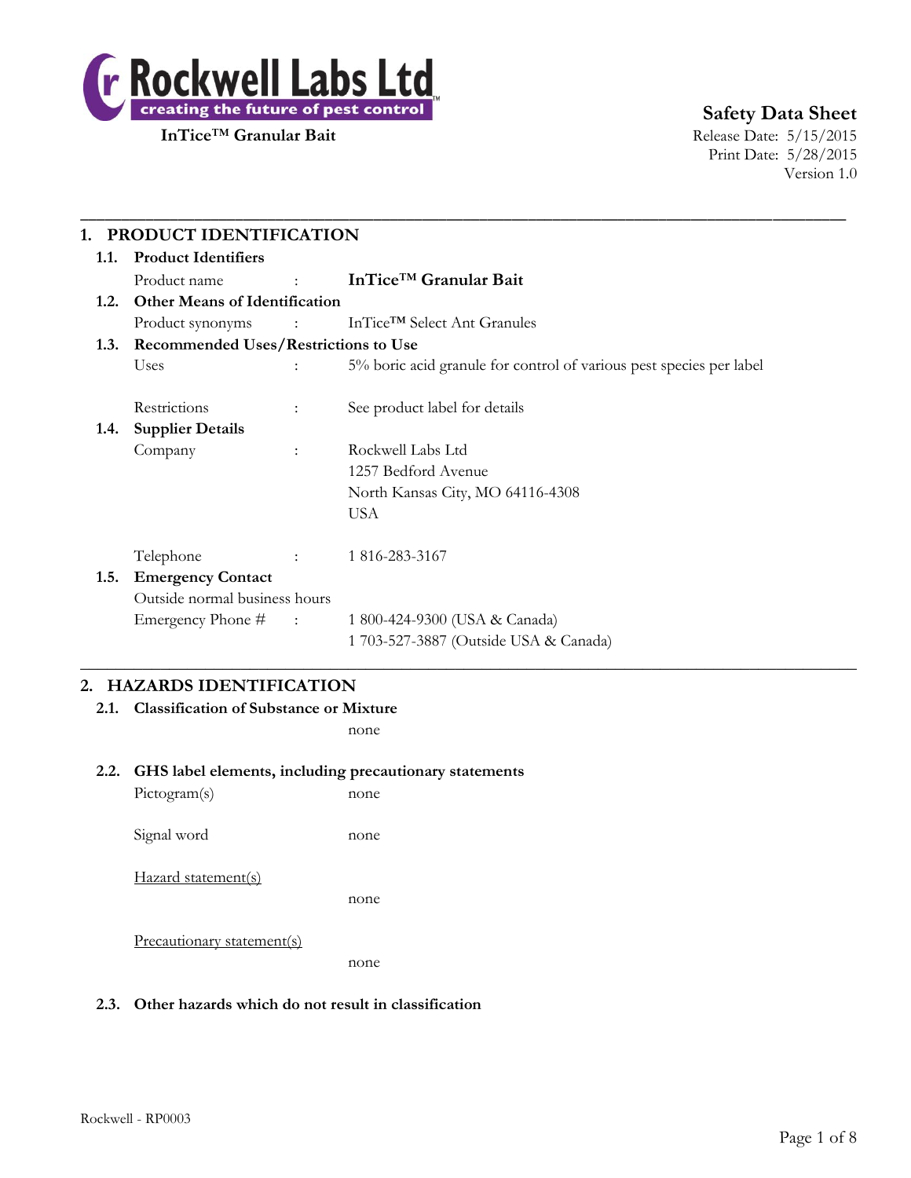**Rockwell Labs Ltd**
**creating the future of pest control**

**InTice™ Granular Bait**

**Safety Data Sheet**
Release Date: 5/15/2015
Print Date: 5/28/2015
Version 1.0

## 1. PRODUCT IDENTIFICATION

### 1.1. Product Identifiers

Product name : **InTice™ Granular Bait**

### 1.2. Other Means of Identification

Product synonyms : InTice™ Select Ant Granules

### 1.3. Recommended Uses/Restrictions to Use

Uses : 5% boric acid granule for control of various pest species per label

Restrictions : See product label for details

### 1.4. Supplier Details

Company : Rockwell Labs Ltd
1257 Bedford Avenue
North Kansas City, MO 64116-4308
USA

Telephone : 1 816-283-3167

### 1.5. Emergency Contact

Outside normal business hours

Emergency Phone # : 1 800-424-9300 (USA & Canada)
1 703-527-3887 (Outside USA & Canada)

## 2. HAZARDS IDENTIFICATION

### 2.1. Classification of Substance or Mixture

none

### 2.2. GHS label elements, including precautionary statements

Pictogram(s) none

Signal word none

Hazard statement(s)

none

Precautionary statement(s)

none

### 2.3. Other hazards which do not result in classification

Rockwell - RP0003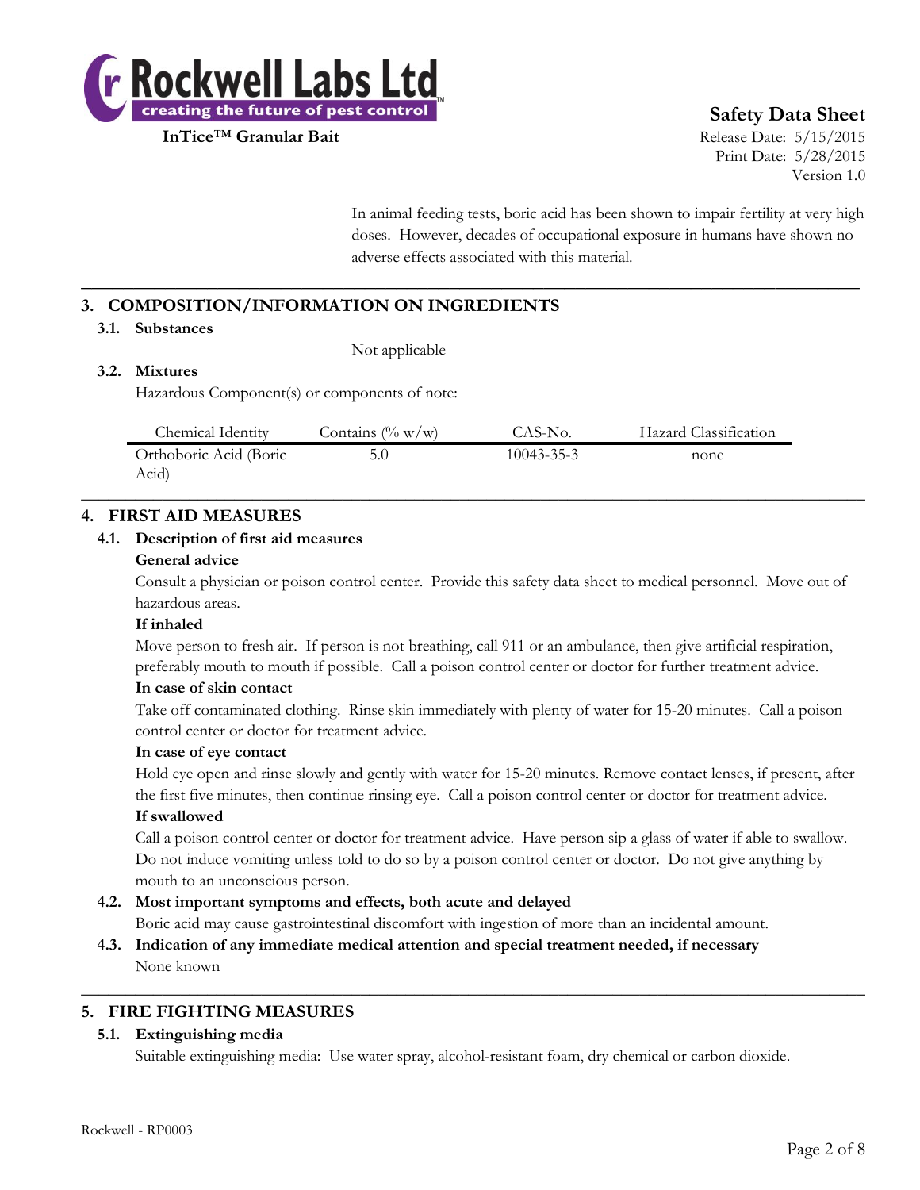In animal feeding tests, boric acid has been shown to impair fertility at very high doses. However, decades of occupational exposure in humans have shown no adverse effects associated with this material.

## 3. COMPOSITION/INFORMATION ON INGREDIENTS

### 3.1. Substances

Not applicable

### 3.2. Mixtures

Hazardous Component(s) or components of note:

| Chemical Identity | Contains (% w/w) | CAS-No. | Hazard Classification |
|---|---|---|---|
| Orthoboric Acid (Boric Acid) | 5.0 | 10043-35-3 | none |

## 4. FIRST AID MEASURES

### 4.1. Description of first aid measures

**General advice**

Consult a physician or poison control center. Provide this safety data sheet to medical personnel. Move out of hazardous areas.

**If inhaled**

Move person to fresh air. If person is not breathing, call 911 or an ambulance, then give artificial respiration, preferably mouth to mouth if possible. Call a poison control center or doctor for further treatment advice.

**In case of skin contact**

Take off contaminated clothing. Rinse skin immediately with plenty of water for 15-20 minutes. Call a poison control center or doctor for treatment advice.

**In case of eye contact**

Hold eye open and rinse slowly and gently with water for 15-20 minutes. Remove contact lenses, if present, after the first five minutes, then continue rinsing eye. Call a poison control center or doctor for treatment advice.

**If swallowed**

Call a poison control center or doctor for treatment advice. Have person sip a glass of water if able to swallow. Do not induce vomiting unless told to do so by a poison control center or doctor. Do not give anything by mouth to an unconscious person.

### 4.2. Most important symptoms and effects, both acute and delayed

Boric acid may cause gastrointestinal discomfort with ingestion of more than an incidental amount.

### 4.3. Indication of any immediate medical attention and special treatment needed, if necessary

None known

## 5. FIRE FIGHTING MEASURES

### 5.1. Extinguishing media

Suitable extinguishing media: Use water spray, alcohol-resistant foam, dry chemical or carbon dioxide.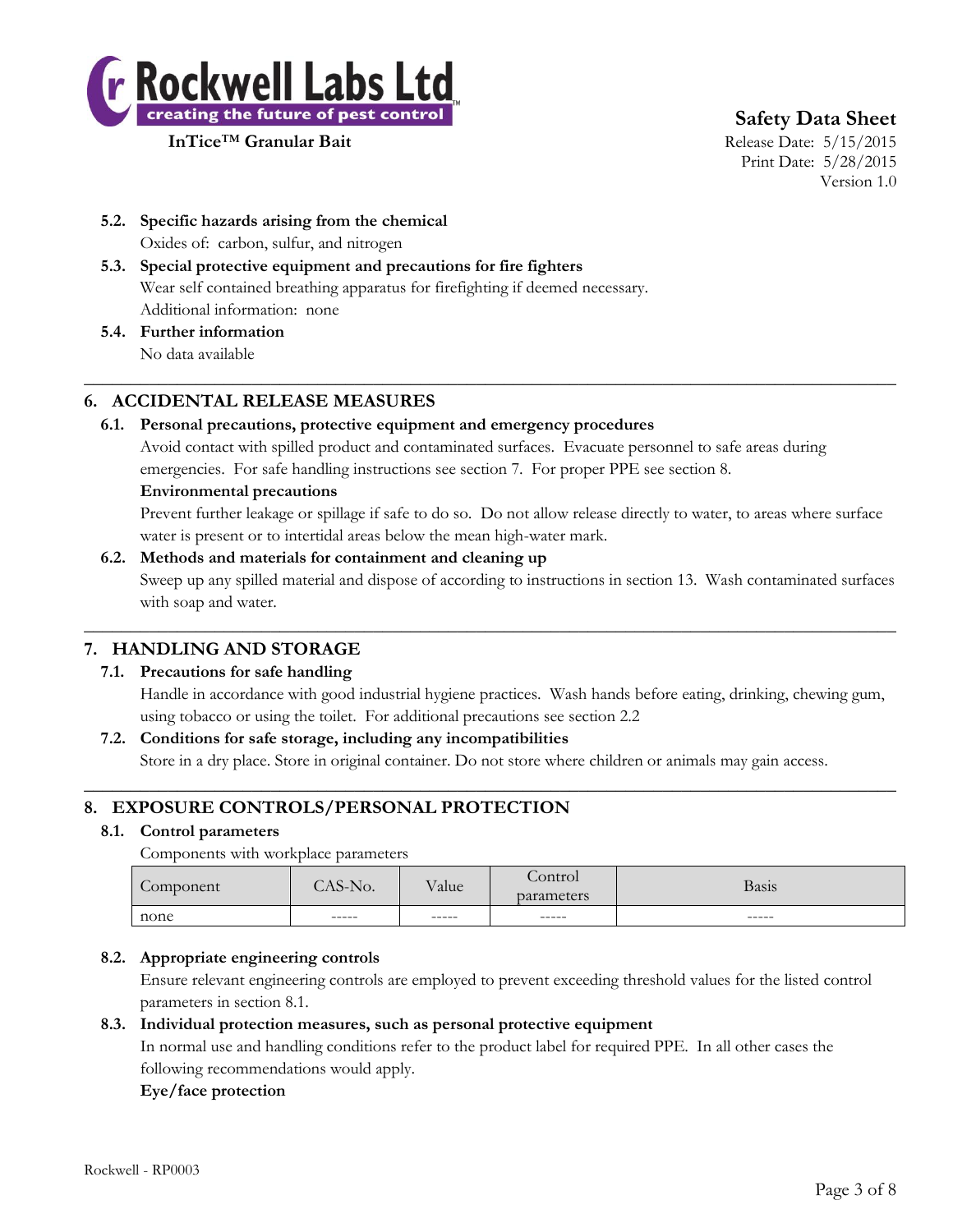**5.2. Specific hazards arising from the chemical**

Oxides of: carbon, sulfur, and nitrogen

**5.3. Special protective equipment and precautions for fire fighters**

Wear self contained breathing apparatus for firefighting if deemed necessary.

Additional information: none

**5.4. Further information**

No data available

## 6. ACCIDENTAL RELEASE MEASURES

**6.1. Personal precautions, protective equipment and emergency procedures**

Avoid contact with spilled product and contaminated surfaces. Evacuate personnel to safe areas during emergencies. For safe handling instructions see section 7. For proper PPE see section 8.

**Environmental precautions**

Prevent further leakage or spillage if safe to do so. Do not allow release directly to water, to areas where surface water is present or to intertidal areas below the mean high-water mark.

**6.2. Methods and materials for containment and cleaning up**

Sweep up any spilled material and dispose of according to instructions in section 13. Wash contaminated surfaces with soap and water.

## 7. HANDLING AND STORAGE

**7.1. Precautions for safe handling**

Handle in accordance with good industrial hygiene practices. Wash hands before eating, drinking, chewing gum, using tobacco or using the toilet. For additional precautions see section 2.2

**7.2. Conditions for safe storage, including any incompatibilities**

Store in a dry place. Store in original container. Do not store where children or animals may gain access.

## 8. EXPOSURE CONTROLS/PERSONAL PROTECTION

**8.1. Control parameters**

Components with workplace parameters

| Component | CAS-No. | Value | Control parameters | Basis |
|---|---|---|---|---|
| none | ----- | ----- | ----- | ----- |

**8.2. Appropriate engineering controls**

Ensure relevant engineering controls are employed to prevent exceeding threshold values for the listed control parameters in section 8.1.

**8.3. Individual protection measures, such as personal protective equipment**

In normal use and handling conditions refer to the product label for required PPE. In all other cases the following recommendations would apply.

**Eye/face protection**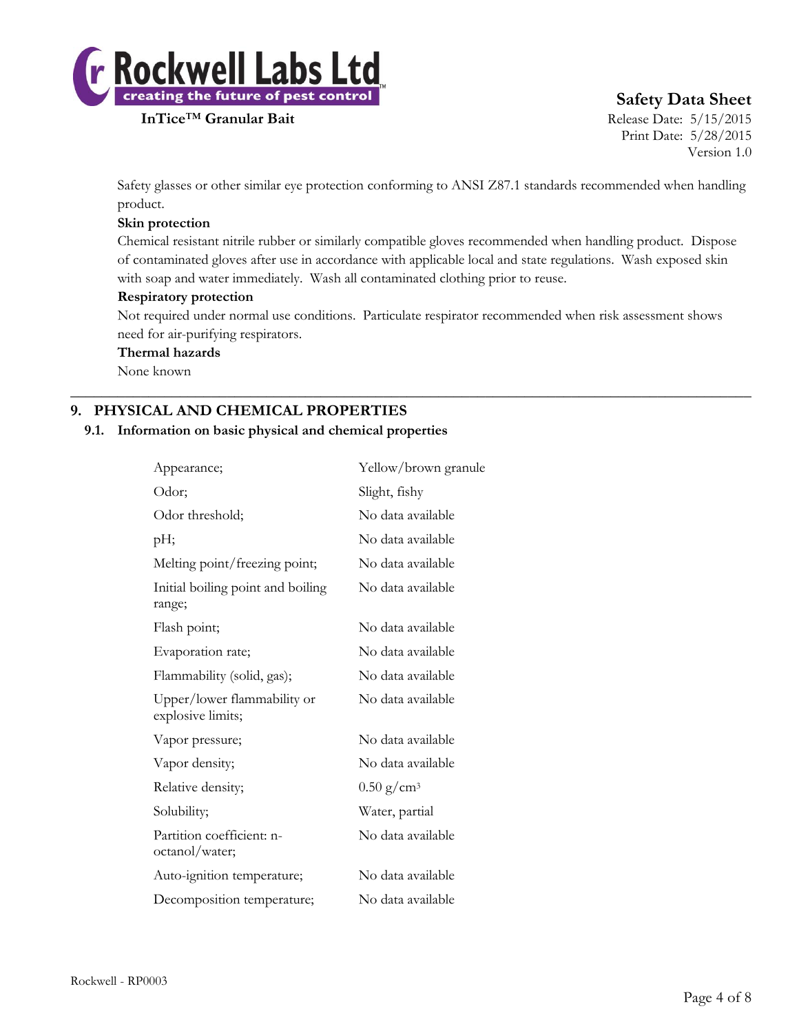Safety glasses or other similar eye protection conforming to ANSI Z87.1 standards recommended when handling product.

**Skin protection**

Chemical resistant nitrile rubber or similarly compatible gloves recommended when handling product. Dispose of contaminated gloves after use in accordance with applicable local and state regulations. Wash exposed skin with soap and water immediately. Wash all contaminated clothing prior to reuse.

**Respiratory protection**

Not required under normal use conditions. Particulate respirator recommended when risk assessment shows need for air-purifying respirators.

**Thermal hazards**

None known

## 9. PHYSICAL AND CHEMICAL PROPERTIES

### 9.1. Information on basic physical and chemical properties

| | |
|---|---|
| Appearance; | Yellow/brown granule |
| Odor; | Slight, fishy |
| Odor threshold; | No data available |
| pH; | No data available |
| Melting point/freezing point; | No data available |
| Initial boiling point and boiling range; | No data available |
| Flash point; | No data available |
| Evaporation rate; | No data available |
| Flammability (solid, gas); | No data available |
| Upper/lower flammability or explosive limits; | No data available |
| Vapor pressure; | No data available |
| Vapor density; | No data available |
| Relative density; | 0.50 $g/cm^3$ |
| Solubility; | Water, partial |
| Partition coefficient: n-octanol/water; | No data available |
| Auto-ignition temperature; | No data available |
| Decomposition temperature; | No data available |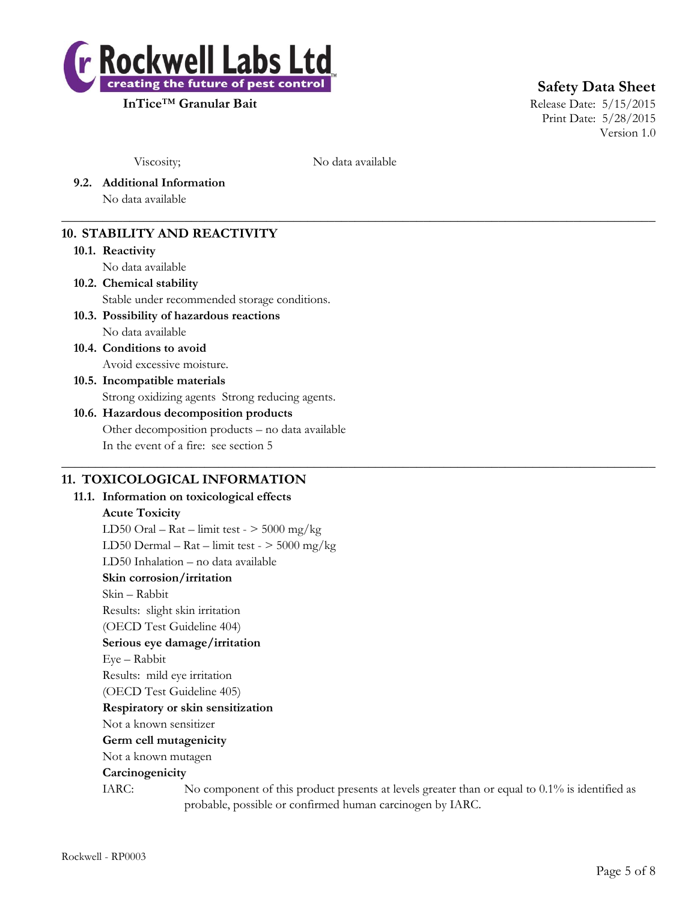Viscosity; No data available

**9.2. Additional Information**

No data available

---

## 10. STABILITY AND REACTIVITY

**10.1. Reactivity**

No data available

**10.2. Chemical stability**

Stable under recommended storage conditions.

**10.3. Possibility of hazardous reactions**

No data available

**10.4. Conditions to avoid**

Avoid excessive moisture.

**10.5. Incompatible materials**

Strong oxidizing agents Strong reducing agents.

**10.6. Hazardous decomposition products**

Other decomposition products – no data available

In the event of a fire: see section 5

---

## 11. TOXICOLOGICAL INFORMATION

**11.1. Information on toxicological effects**

**Acute Toxicity**

LD50 Oral – Rat – limit test - > 5000 mg/kg

LD50 Dermal – Rat – limit test - > 5000 mg/kg

LD50 Inhalation – no data available

**Skin corrosion/irritation**

Skin – Rabbit

Results: slight skin irritation

(OECD Test Guideline 404)

**Serious eye damage/irritation**

Eye – Rabbit

Results: mild eye irritation

(OECD Test Guideline 405)

**Respiratory or skin sensitization**

Not a known sensitizer

**Germ cell mutagenicity**

Not a known mutagen

**Carcinogenicity**

IARC: No component of this product presents at levels greater than or equal to 0.1% is identified as probable, possible or confirmed human carcinogen by IARC.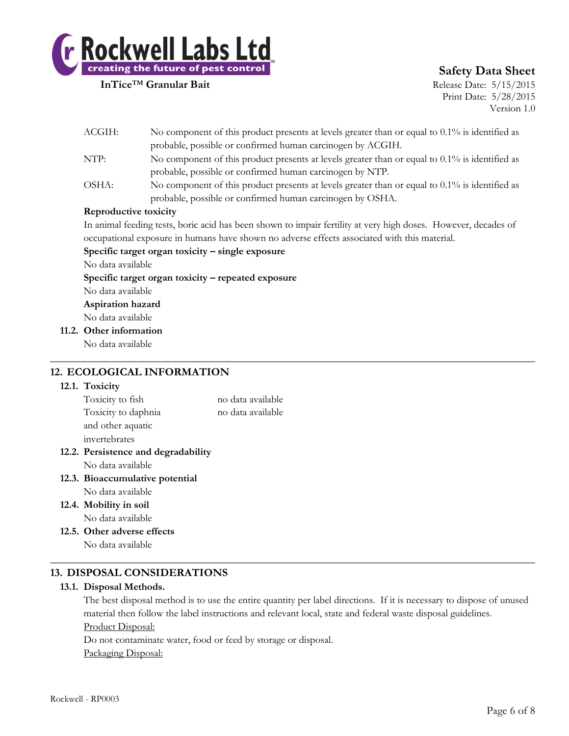ACGIH: No component of this product presents at levels greater than or equal to 0.1% is identified as probable, possible or confirmed human carcinogen by ACGIH.

NTP: No component of this product presents at levels greater than or equal to 0.1% is identified as probable, possible or confirmed human carcinogen by NTP.

OSHA: No component of this product presents at levels greater than or equal to 0.1% is identified as probable, possible or confirmed human carcinogen by OSHA.

**Reproductive toxicity**

In animal feeding tests, boric acid has been shown to impair fertility at very high doses. However, decades of occupational exposure in humans have shown no adverse effects associated with this material.

**Specific target organ toxicity – single exposure**

No data available

**Specific target organ toxicity – repeated exposure**

No data available

**Aspiration hazard**

No data available

### 11.2. Other information

No data available

---

## 12. ECOLOGICAL INFORMATION

### 12.1. Toxicity

| | |
|---|---|
| Toxicity to fish | no data available |
| Toxicity to daphnia and other aquatic invertebrates | no data available |

### 12.2. Persistence and degradability

No data available

### 12.3. Bioaccumulative potential

No data available

### 12.4. Mobility in soil

No data available

### 12.5. Other adverse effects

No data available

---

## 13. DISPOSAL CONSIDERATIONS

### 13.1. Disposal Methods.

The best disposal method is to use the entire quantity per label directions. If it is necessary to dispose of unused material then follow the label instructions and relevant local, state and federal waste disposal guidelines.

Product Disposal:

Do not contaminate water, food or feed by storage or disposal.

Packaging Disposal: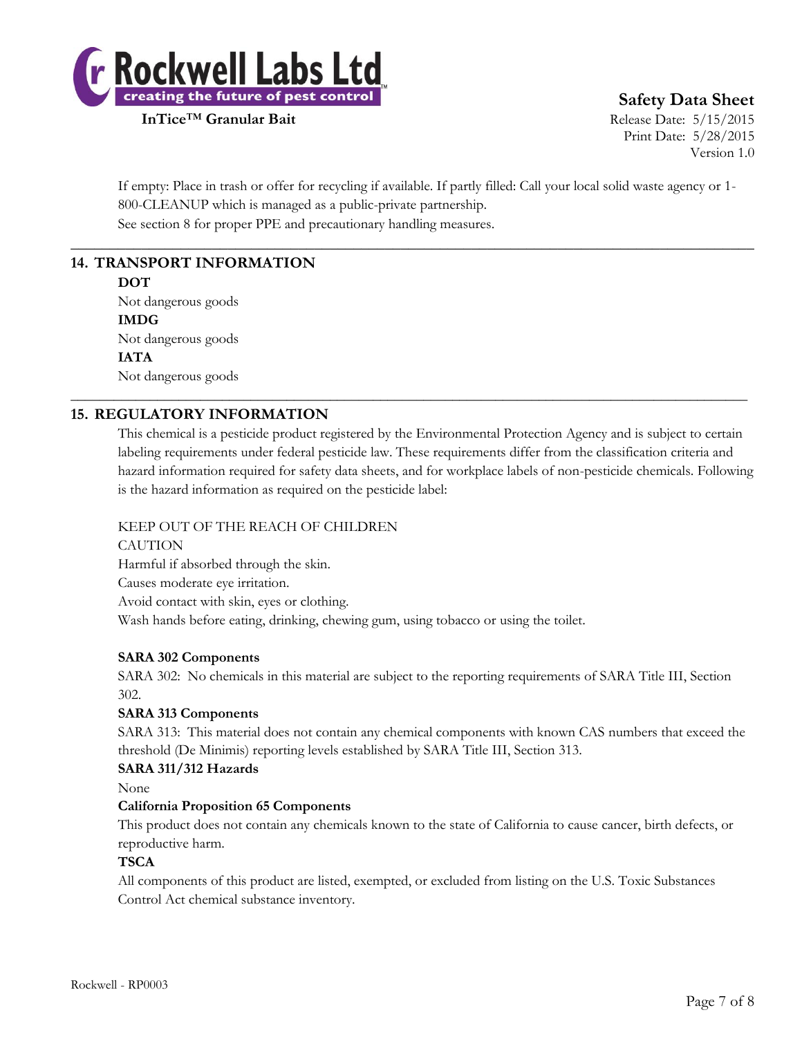If empty: Place in trash or offer for recycling if available. If partly filled: Call your local solid waste agency or 1-800-CLEANUP which is managed as a public-private partnership.
See section 8 for proper PPE and precautionary handling measures.

## 14. TRANSPORT INFORMATION

**DOT**
Not dangerous goods
**IMDG**
Not dangerous goods
**IATA**
Not dangerous goods

## 15. REGULATORY INFORMATION

This chemical is a pesticide product registered by the Environmental Protection Agency and is subject to certain labeling requirements under federal pesticide law. These requirements differ from the classification criteria and hazard information required for safety data sheets, and for workplace labels of non-pesticide chemicals. Following is the hazard information as required on the pesticide label:

KEEP OUT OF THE REACH OF CHILDREN
CAUTION
Harmful if absorbed through the skin.
Causes moderate eye irritation.
Avoid contact with skin, eyes or clothing.
Wash hands before eating, drinking, chewing gum, using tobacco or using the toilet.

**SARA 302 Components**
SARA 302: No chemicals in this material are subject to the reporting requirements of SARA Title III, Section 302.
**SARA 313 Components**
SARA 313: This material does not contain any chemical components with known CAS numbers that exceed the threshold (De Minimis) reporting levels established by SARA Title III, Section 313.
**SARA 311/312 Hazards**
None
**California Proposition 65 Components**
This product does not contain any chemicals known to the state of California to cause cancer, birth defects, or reproductive harm.
**TSCA**
All components of this product are listed, exempted, or excluded from listing on the U.S. Toxic Substances Control Act chemical substance inventory.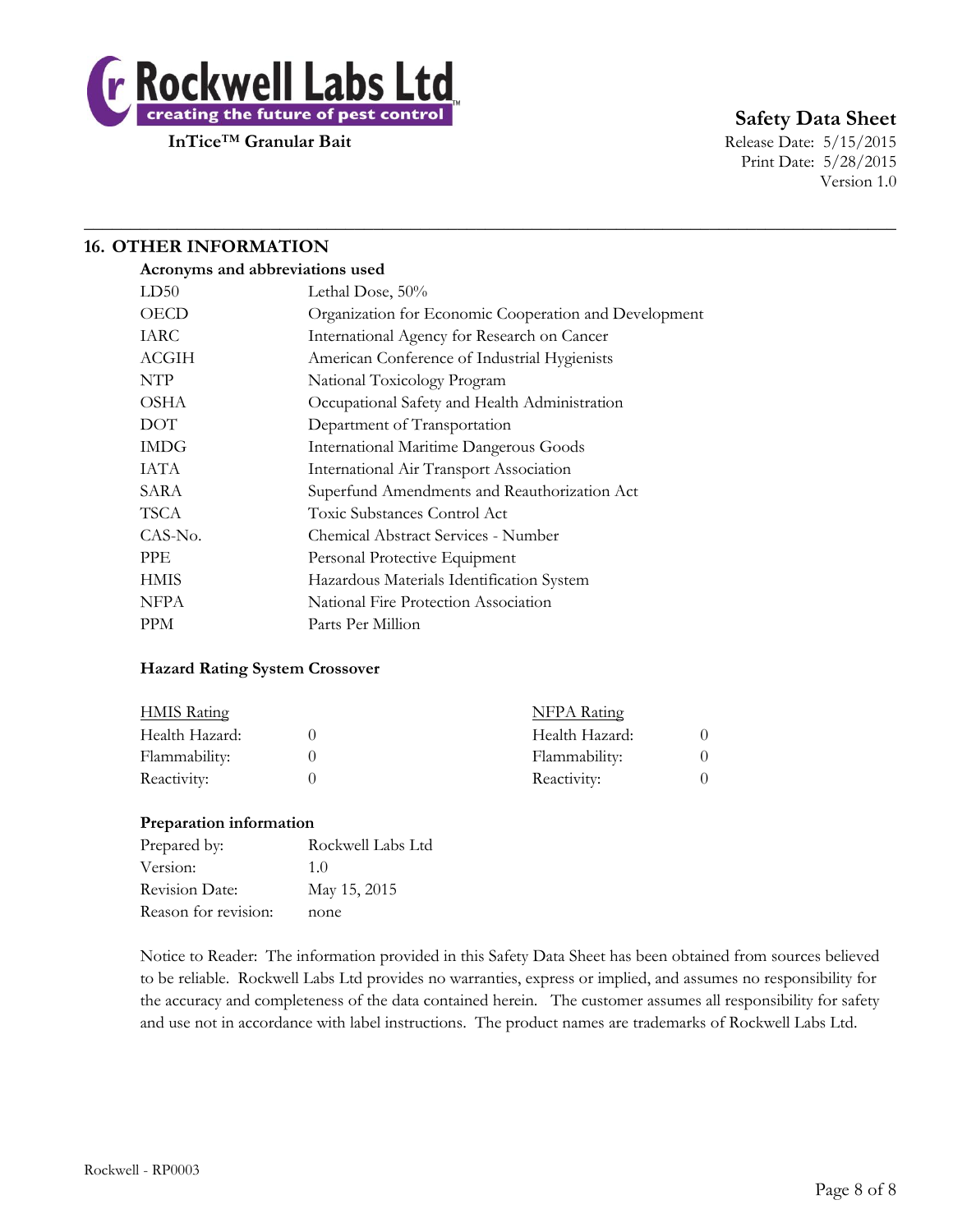## 16. OTHER INFORMATION

**Acronyms and abbreviations used**

| | |
|---|---|
| LD50 | Lethal Dose, 50% |
| OECD | Organization for Economic Cooperation and Development |
| IARC | International Agency for Research on Cancer |
| ACGIH | American Conference of Industrial Hygienists |
| NTP | National Toxicology Program |
| OSHA | Occupational Safety and Health Administration |
| DOT | Department of Transportation |
| IMDG | International Maritime Dangerous Goods |
| IATA | International Air Transport Association |
| SARA | Superfund Amendments and Reauthorization Act |
| TSCA | Toxic Substances Control Act |
| CAS-No. | Chemical Abstract Services - Number |
| PPE | Personal Protective Equipment |
| HMIS | Hazardous Materials Identification System |
| NFPA | National Fire Protection Association |
| PPM | Parts Per Million |

**Hazard Rating System Crossover**

| HMIS Rating | | NFPA Rating | |
|---|---|---|---|
| Health Hazard: | 0 | Health Hazard: | 0 |
| Flammability: | 0 | Flammability: | 0 |
| Reactivity: | 0 | Reactivity: | 0 |

**Preparation information**

| | |
|---|---|
| Prepared by: | Rockwell Labs Ltd |
| Version: | 1.0 |
| Revision Date: | May 15, 2015 |
| Reason for revision: | none |

Notice to Reader: The information provided in this Safety Data Sheet has been obtained from sources believed to be reliable. Rockwell Labs Ltd provides no warranties, express or implied, and assumes no responsibility for the accuracy and completeness of the data contained herein. The customer assumes all responsibility for safety and use not in accordance with label instructions. The product names are trademarks of Rockwell Labs Ltd.